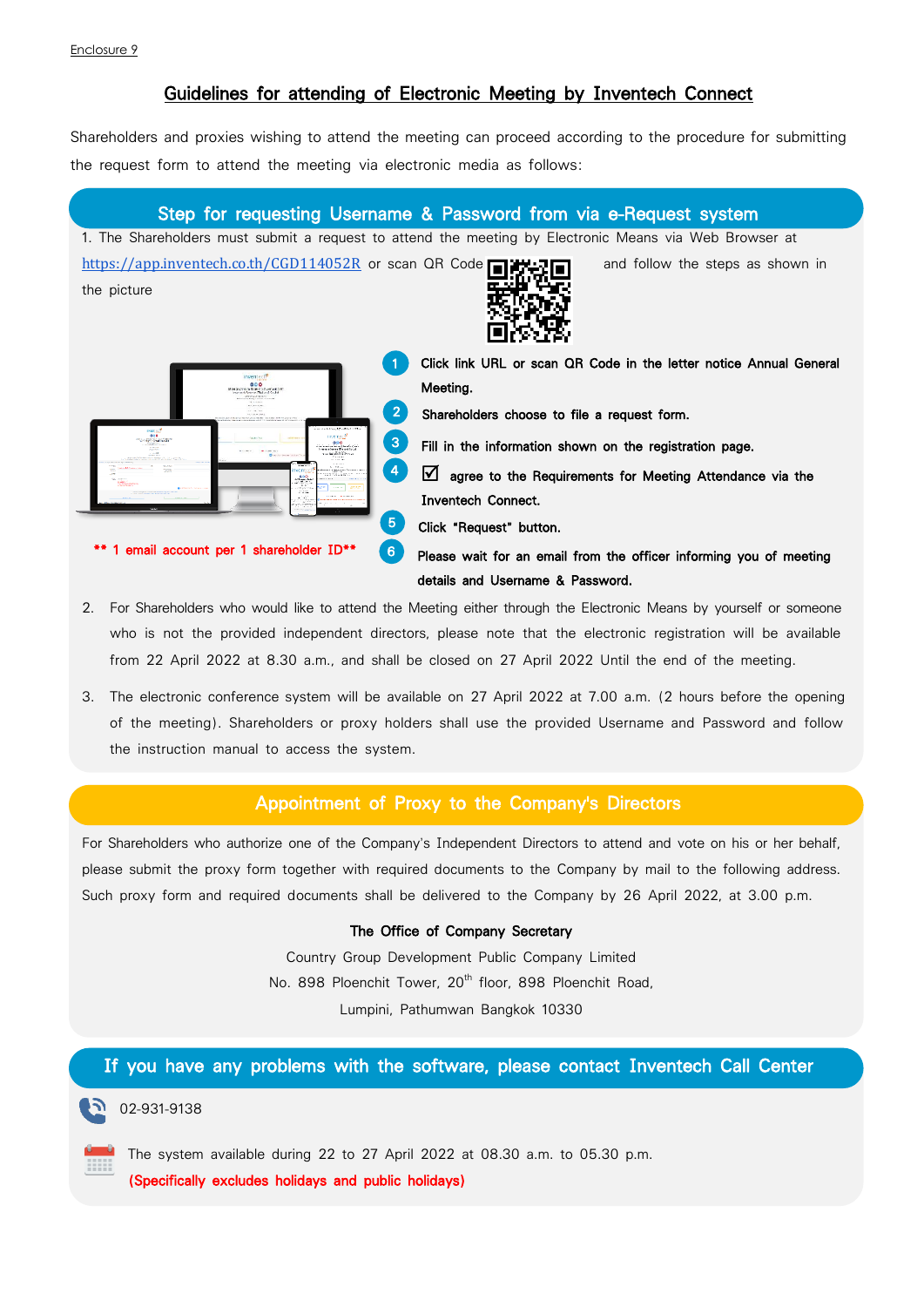Enclosure 9

# Guidelines for attending of Electronic Meeting by Inventech Connect

Shareholders and proxies wishing to attend the meeting can proceed according to the procedure for submitting the request form to attend the meeting via electronic media as follows:

## Step for requesting Username & Password from via e-Request system

1. The Shareholders must submit a request to attend the meeting by Electronic Means via Web Browser at https://app.inventech.co.th/CGD114052R or scan QR Code and follow the steps as shown in the picture

   1. Click link URL or scan QR Code in the letter notice Annual General Meeting.
   2. Shareholders choose to file a request form.
   3. Fill in the information shown on the registration page.
   4. ☑ agree to the Requirements for Meeting Attendance via the Inventech Connect.
   5. Click "Request" button.
   6. Please wait for an email from the officer informing you of meeting details and Username & Password.

   **\*\* 1 email account per 1 shareholder ID\*\***

2. For Shareholders who would like to attend the Meeting either through the Electronic Means by yourself or someone who is not the provided independent directors, please note that the electronic registration will be available from 22 April 2022 at 8.30 a.m., and shall be closed on 27 April 2022 Until the end of the meeting.

3. The electronic conference system will be available on 27 April 2022 at 7.00 a.m. (2 hours before the opening of the meeting). Shareholders or proxy holders shall use the provided Username and Password and follow the instruction manual to access the system.

## Appointment of Proxy to the Company's Directors

For Shareholders who authorize one of the Company's Independent Directors to attend and vote on his or her behalf, please submit the proxy form together with required documents to the Company by mail to the following address. Such proxy form and required documents shall be delivered to the Company by 26 April 2022, at 3.00 p.m.

**The Office of Company Secretary**
Country Group Development Public Company Limited
No. 898 Ploenchit Tower, 20th floor, 898 Ploenchit Road,
Lumpini, Pathumwan Bangkok 10330

## If you have any problems with the software, please contact Inventech Call Center

02-931-9138

The system available during 22 to 27 April 2022 at 08.30 a.m. to 05.30 p.m.
**(Specifically excludes holidays and public holidays)**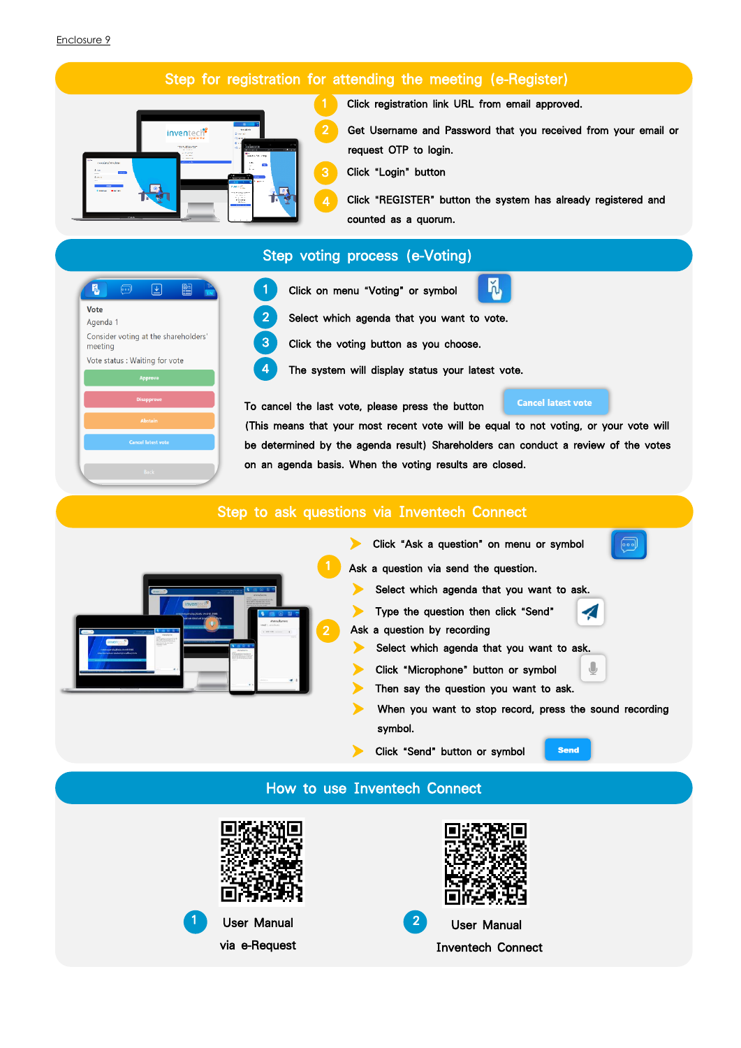Enclosure 9

## Step for registration for attending the meeting (e-Register)

1. Click registration link URL from email approved.
2. Get Username and Password that you received from your email or request OTP to login.
3. Click "Login" button
4. Click "REGISTER" button the system has already registered and counted as a quorum.

## Step voting process (e-Voting)

1. Click on menu "Voting" or symbol
2. Select which agenda that you want to vote.
3. Click the voting button as you choose.
4. The system will display status your latest vote.

To cancel the last vote, please press the button **Cancel latest vote**
(This means that your most recent vote will be equal to not voting, or your vote will be determined by the agenda result) Shareholders can conduct a review of the votes on an agenda basis. When the voting results are closed.

## Step to ask questions via Inventech Connect

- Click "Ask a question" on menu or symbol

1. Ask a question via send the question.
   - Select which agenda that you want to ask.
   - Type the question then click "Send"
2. Ask a question by recording
   - Select which agenda that you want to ask.
   - Click "Microphone" button or symbol
   - Then say the question you want to ask.
   - When you want to stop record, press the sound recording symbol.
   - Click "Send" button or symbol **Send**

## How to use Inventech Connect

1. User Manual via e-Request
2. User Manual Inventech Connect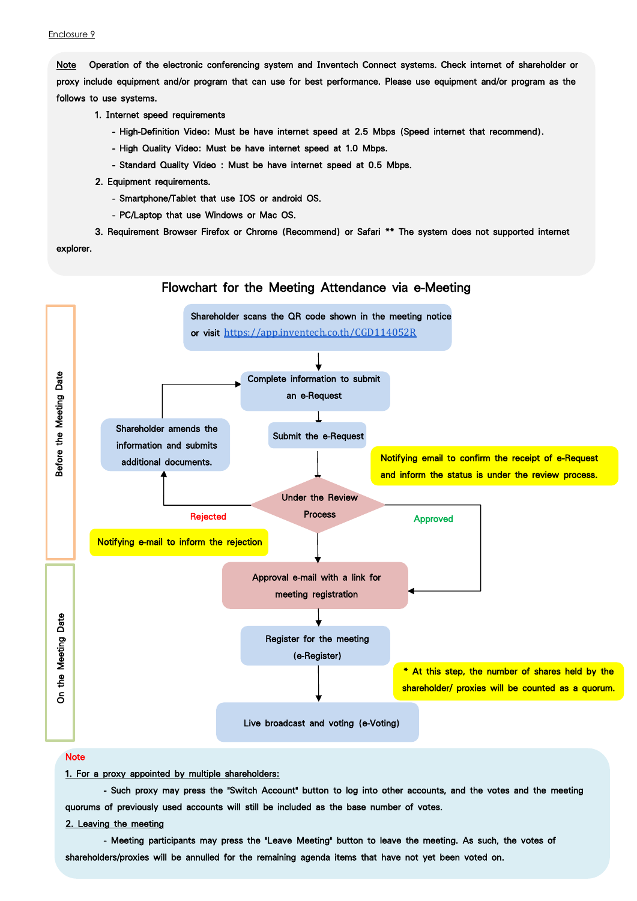Enclosure 9

<u>Note</u> Operation of the electronic conferencing system and Inventech Connect systems. Check internet of shareholder or proxy include equipment and/or program that can use for best performance. Please use equipment and/or program as the follows to use systems.

1. Internet speed requirements
   - High-Definition Video: Must be have internet speed at 2.5 Mbps (Speed internet that recommend).
   - High Quality Video: Must be have internet speed at 1.0 Mbps.
   - Standard Quality Video : Must be have internet speed at 0.5 Mbps.
2. Equipment requirements.
   - Smartphone/Tablet that use IOS or android OS.
   - PC/Laptop that use Windows or Mac OS.
3. Requirement Browser Firefox or Chrome (Recommend) or Safari ** The system does not supported internet explorer.

## Flowchart for the Meeting Attendance via e-Meeting

Before the Meeting Date

Shareholder scans the QR code shown in the meeting notice or visit https://app.inventech.co.th/CGD114052R

Complete information to submit an e-Request

Submit the e-Request

Notifying email to confirm the receipt of e-Request and inform the status is under the review process.

Under the Review Process

Rejected

Notifying e-mail to inform the rejection

Shareholder amends the information and submits additional documents.

Approved

On the Meeting Date

Approval e-mail with a link for meeting registration

Register for the meeting (e-Register)

* At this step, the number of shares held by the shareholder/ proxies will be counted as a quorum.

Live broadcast and voting (e-Voting)

**Note**

1. <u>For a proxy appointed by multiple shareholders:</u>
   - Such proxy may press the "Switch Account" button to log into other accounts, and the votes and the meeting quorums of previously used accounts will still be included as the base number of votes.
2. <u>Leaving the meeting</u>
   - Meeting participants may press the "Leave Meeting" button to leave the meeting. As such, the votes of shareholders/proxies will be annulled for the remaining agenda items that have not yet been voted on.